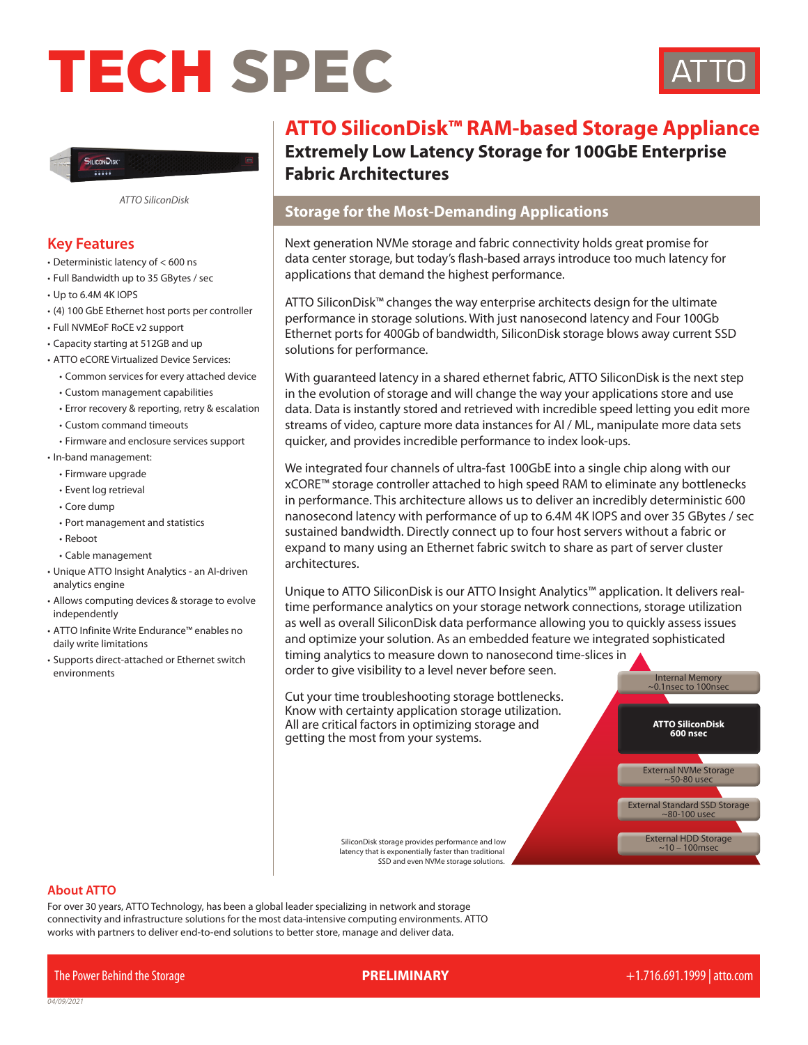# TECH SPEC

ATTO

*ATTO SiliconDisk*

## Key Features

- Deterministic latency of < 600 ns
- Full Bandwidth up to 35 GBytes / sec
- Up to 6.4M 4K IOPS
- (4) 100 GbE Ethernet host ports per controller
- Full NVMeoF RoCE v2 support
- Capacity starting at 512GB and up
- ATTO eCORE Virtualized Device Services:
  - Common services for every attached device
  - Custom management capabilities
  - Error recovery & reporting, retry & escalation
  - Custom command timeouts
  - Firmware and enclosure services support
- In-band management:
  - Firmware upgrade
  - Event log retrieval
  - Core dump
  - Port management and statistics
  - Reboot
  - Cable management
- Unique ATTO Insight Analytics - an AI-driven analytics engine
- Allows computing devices & storage to evolve independently
- ATTO Infinite Write Endurance™ enables no daily write limitations
- Supports direct-attached or Ethernet switch environments

# ATTO SiliconDisk™ RAM-based Storage Appliance

## Extremely Low Latency Storage for 100GbE Enterprise Fabric Architectures

### Storage for the Most-Demanding Applications

Next generation NVMe storage and fabric connectivity holds great promise for data center storage, but today's flash-based arrays introduce too much latency for applications that demand the highest performance.

ATTO SiliconDisk™ changes the way enterprise architects design for the ultimate performance in storage solutions. With just nanosecond latency and Four 100Gb Ethernet ports for 400Gb of bandwidth, SiliconDisk storage blows away current SSD solutions for performance.

With guaranteed latency in a shared ethernet fabric, ATTO SiliconDisk is the next step in the evolution of storage and will change the way your applications store and use data. Data is instantly stored and retrieved with incredible speed letting you edit more streams of video, capture more data instances for AI / ML, manipulate more data sets quicker, and provides incredible performance to index look-ups.

We integrated four channels of ultra-fast 100GbE into a single chip along with our xCORE™ storage controller attached to high speed RAM to eliminate any bottlenecks in performance. This architecture allows us to deliver an incredibly deterministic 600 nanosecond latency with performance of up to 6.4M 4K IOPS and over 35 GBytes / sec sustained bandwidth. Directly connect up to four host servers without a fabric or expand to many using an Ethernet fabric switch to share as part of server cluster architectures.

Unique to ATTO SiliconDisk is our ATTO Insight Analytics™ application. It delivers real-time performance analytics on your storage network connections, storage utilization as well as overall SiliconDisk data performance allowing you to quickly assess issues and optimize your solution. As an embedded feature we integrated sophisticated timing analytics to measure down to nanosecond time-slices in order to give visibility to a level never before seen.

Cut your time troubleshooting storage bottlenecks. Know with certainty application storage utilization. All are critical factors in optimizing storage and getting the most from your systems.

- Internal Memory ~0.1nsec to 100nsec
- **ATTO SiliconDisk 600 nsec**
- External NVMe Storage ~50-80 usec
- External Standard SSD Storage ~80-100 usec
- External HDD Storage ~10 – 100msec

SiliconDisk storage provides performance and low latency that is exponentially faster than traditional SSD and even NVMe storage solutions.

## About ATTO

For over 30 years, ATTO Technology, has been a global leader specializing in network and storage connectivity and infrastructure solutions for the most data-intensive computing environments. ATTO works with partners to deliver end-to-end solutions to better store, manage and deliver data.

The Power Behind the Storage | **PRELIMINARY** | +1.716.691.1999 | atto.com

04/09/2021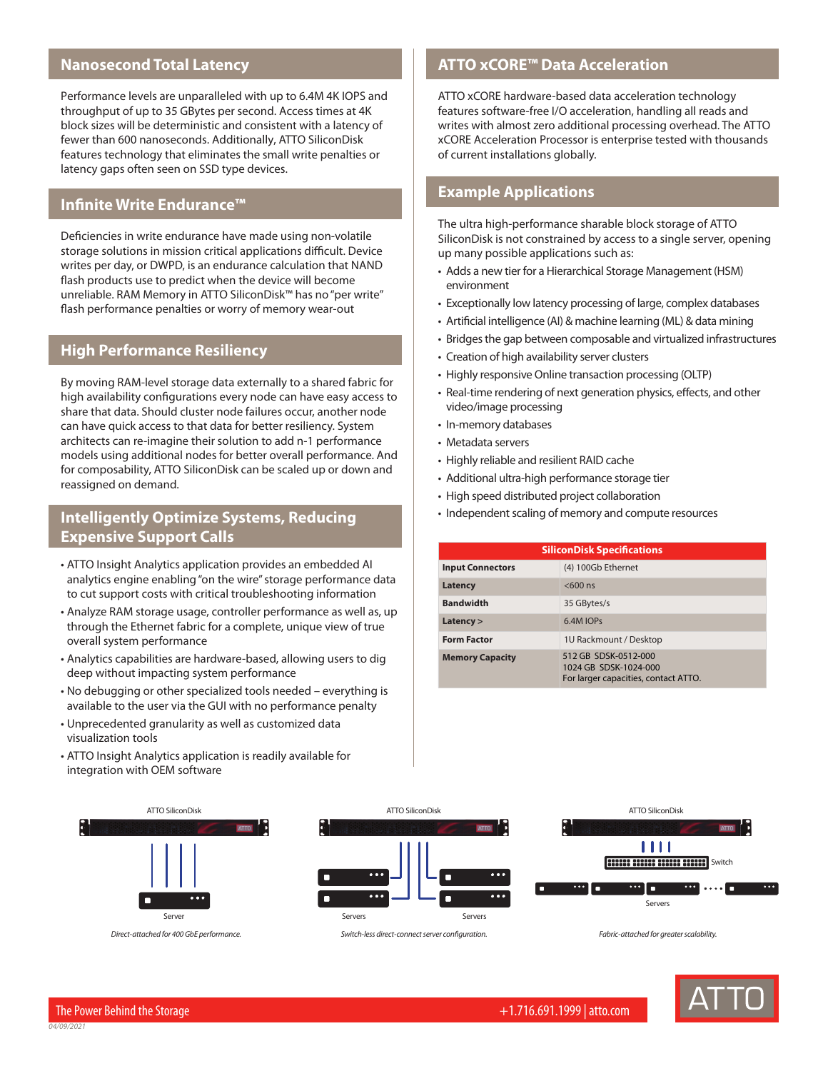## Nanosecond Total Latency

Performance levels are unparalleled with up to 6.4M 4K IOPS and throughput of up to 35 GBytes per second. Access times at 4K block sizes will be deterministic and consistent with a latency of fewer than 600 nanoseconds. Additionally, ATTO SiliconDisk features technology that eliminates the small write penalties or latency gaps often seen on SSD type devices.

## Infinite Write Endurance™

Deficiencies in write endurance have made using non-volatile storage solutions in mission critical applications difficult. Device writes per day, or DWPD, is an endurance calculation that NAND flash products use to predict when the device will become unreliable. RAM Memory in ATTO SiliconDisk™ has no "per write" flash performance penalties or worry of memory wear-out

## High Performance Resiliency

By moving RAM-level storage data externally to a shared fabric for high availability configurations every node can have easy access to share that data. Should cluster node failures occur, another node can have quick access to that data for better resiliency. System architects can re-imagine their solution to add n-1 performance models using additional nodes for better overall performance. And for composability, ATTO SiliconDisk can be scaled up or down and reassigned on demand.

## Intelligently Optimize Systems, Reducing Expensive Support Calls

- ATTO Insight Analytics application provides an embedded AI analytics engine enabling "on the wire" storage performance data to cut support costs with critical troubleshooting information
- Analyze RAM storage usage, controller performance as well as, up through the Ethernet fabric for a complete, unique view of true overall system performance
- Analytics capabilities are hardware-based, allowing users to dig deep without impacting system performance
- No debugging or other specialized tools needed – everything is available to the user via the GUI with no performance penalty
- Unprecedented granularity as well as customized data visualization tools
- ATTO Insight Analytics application is readily available for integration with OEM software

## ATTO xCORE™ Data Acceleration

ATTO xCORE hardware-based data acceleration technology features software-free I/O acceleration, handling all reads and writes with almost zero additional processing overhead. The ATTO xCORE Acceleration Processor is enterprise tested with thousands of current installations globally.

## Example Applications

The ultra high-performance sharable block storage of ATTO SiliconDisk is not constrained by access to a single server, opening up many possible applications such as:

- Adds a new tier for a Hierarchical Storage Management (HSM) environment
- Exceptionally low latency processing of large, complex databases
- Artificial intelligence (AI) & machine learning (ML) & data mining
- Bridges the gap between composable and virtualized infrastructures
- Creation of high availability server clusters
- Highly responsive Online transaction processing (OLTP)
- Real-time rendering of next generation physics, effects, and other video/image processing
- In-memory databases
- Metadata servers
- Highly reliable and resilient RAID cache
- Additional ultra-high performance storage tier
- High speed distributed project collaboration
- Independent scaling of memory and compute resources

| SiliconDisk Specifications | |
|---|---|
| **Input Connectors** | (4) 100Gb Ethernet |
| **Latency** | <600 ns |
| **Bandwidth** | 35 GBytes/s |
| **Latency >** | 6.4M IOPs |
| **Form Factor** | 1U Rackmount / Desktop |
| **Memory Capacity** | 512 GB SDSK-0512-000<br>1024 GB SDSK-1024-000<br>For larger capacities, contact ATTO. |

ATTO SiliconDisk

Server

*Direct-attached for 400 GbE performance.*

ATTO SiliconDisk

Servers

Servers

*Switch-less direct-connect server configuration.*

ATTO SiliconDisk

Switch

Servers

*Fabric-attached for greater scalability.*

The Power Behind the Storage

+1.716.691.1999 | atto.com

04/09/2021